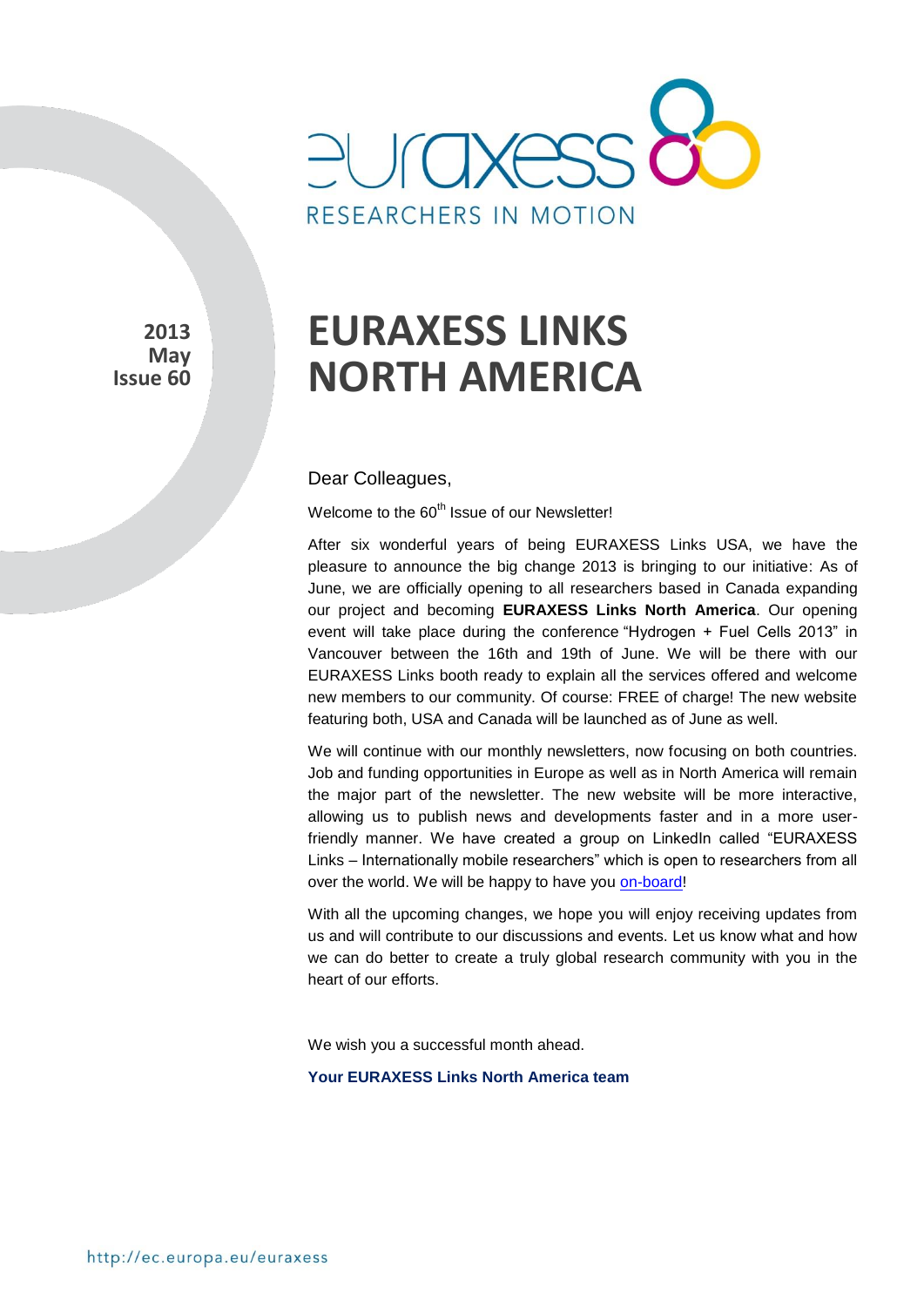2013
May
Issue 60

# EURAXESS LINKS NORTH AMERICA

Dear Colleagues,

Welcome to the 60th Issue of our Newsletter!

After six wonderful years of being EURAXESS Links USA, we have the pleasure to announce the big change 2013 is bringing to our initiative: As of June, we are officially opening to all researchers based in Canada expanding our project and becoming **EURAXESS Links North America**. Our opening event will take place during the conference "Hydrogen + Fuel Cells 2013" in Vancouver between the 16th and 19th of June. We will be there with our EURAXESS Links booth ready to explain all the services offered and welcome new members to our community. Of course: FREE of charge! The new website featuring both, USA and Canada will be launched as of June as well.

We will continue with our monthly newsletters, now focusing on both countries. Job and funding opportunities in Europe as well as in North America will remain the major part of the newsletter. The new website will be more interactive, allowing us to publish news and developments faster and in a more user-friendly manner. We have created a group on LinkedIn called "EURAXESS Links – Internationally mobile researchers" which is open to researchers from all over the world. We will be happy to have you on-board!

With all the upcoming changes, we hope you will enjoy receiving updates from us and will contribute to our discussions and events. Let us know what and how we can do better to create a truly global research community with you in the heart of our efforts.

We wish you a successful month ahead.

**Your EURAXESS Links North America team**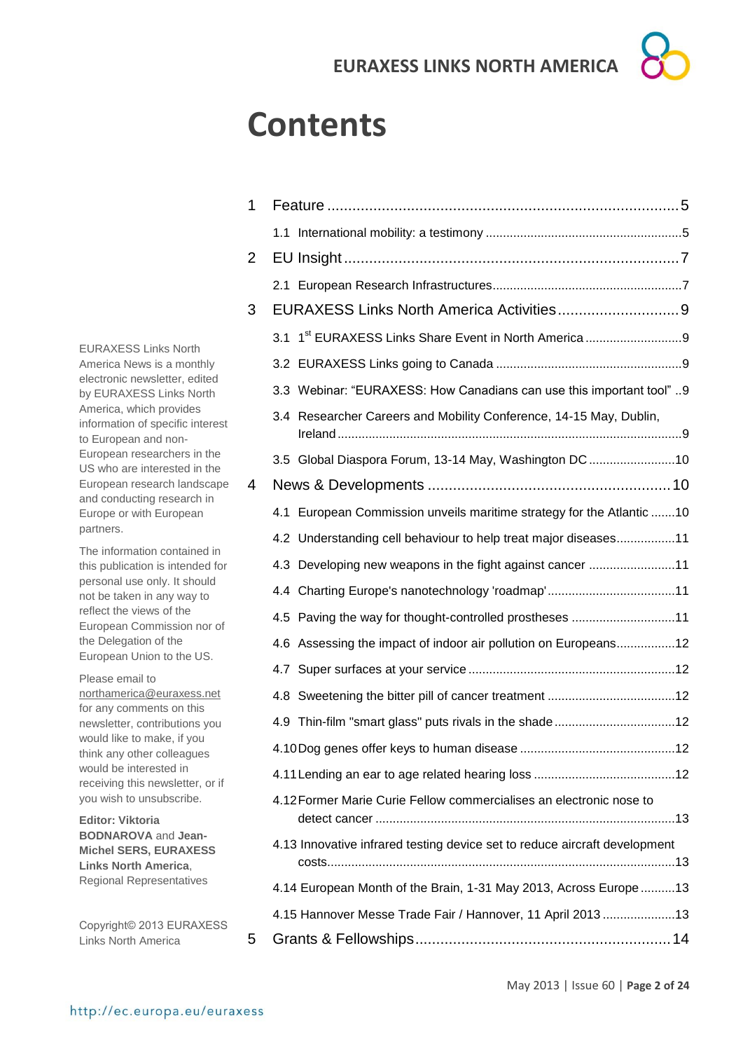# Contents

1 Feature ....................................................................................5

1.1 International mobility: a testimony ........................................................5

2 EU Insight ................................................................................7

2.1 European Research Infrastructures.....................................................7

3 EURAXESS Links North America Activities .............................9

3.1 1st EURAXESS Links Share Event in North America ...........................9

3.2 EURAXESS Links going to Canada ....................................................9

3.3 Webinar: "EURAXESS: How Canadians can use this important tool" ..9

3.4 Researcher Careers and Mobility Conference, 14-15 May, Dublin, Ireland ..................................................................................................9

3.5 Global Diaspora Forum, 13-14 May, Washington DC .........................10

4 News & Developments ..........................................................10

4.1 European Commission unveils maritime strategy for the Atlantic .......10

4.2 Understanding cell behaviour to help treat major diseases.................11

4.3 Developing new weapons in the fight against cancer .........................11

4.4 Charting Europe's nanotechnology 'roadmap'.....................................11

4.5 Paving the way for thought-controlled prostheses ..............................11

4.6 Assessing the impact of indoor air pollution on Europeans.................12

4.7 Super surfaces at your service ...........................................................12

4.8 Sweetening the bitter pill of cancer treatment .....................................12

4.9 Thin-film "smart glass" puts rivals in the shade ...................................12

4.10 Dog genes offer keys to human disease ............................................12

4.11 Lending an ear to age related hearing loss .........................................12

4.12 Former Marie Curie Fellow commercialises an electronic nose to detect cancer .....................................................................................13

4.13 Innovative infrared testing device set to reduce aircraft development costs...................................................................................................13

4.14 European Month of the Brain, 1-31 May 2013, Across Europe ..........13

4.15 Hannover Messe Trade Fair / Hannover, 11 April 2013 .....................13

5 Grants & Fellowships.............................................................14

EURAXESS Links North America News is a monthly electronic newsletter, edited by EURAXESS Links North America, which provides information of specific interest to European and non-European researchers in the US who are interested in the European research landscape and conducting research in Europe or with European partners.

The information contained in this publication is intended for personal use only. It should not be taken in any way to reflect the views of the European Commission nor of the Delegation of the European Union to the US.

Please email to northamerica@euraxess.net for any comments on this newsletter, contributions you would like to make, if you think any other colleagues would be interested in receiving this newsletter, or if you wish to unsubscribe.

**Editor: Viktoria BODNAROVA** and **Jean-Michel SERS, EURAXESS Links North America**, Regional Representatives

Copyright© 2013 EURAXESS Links North America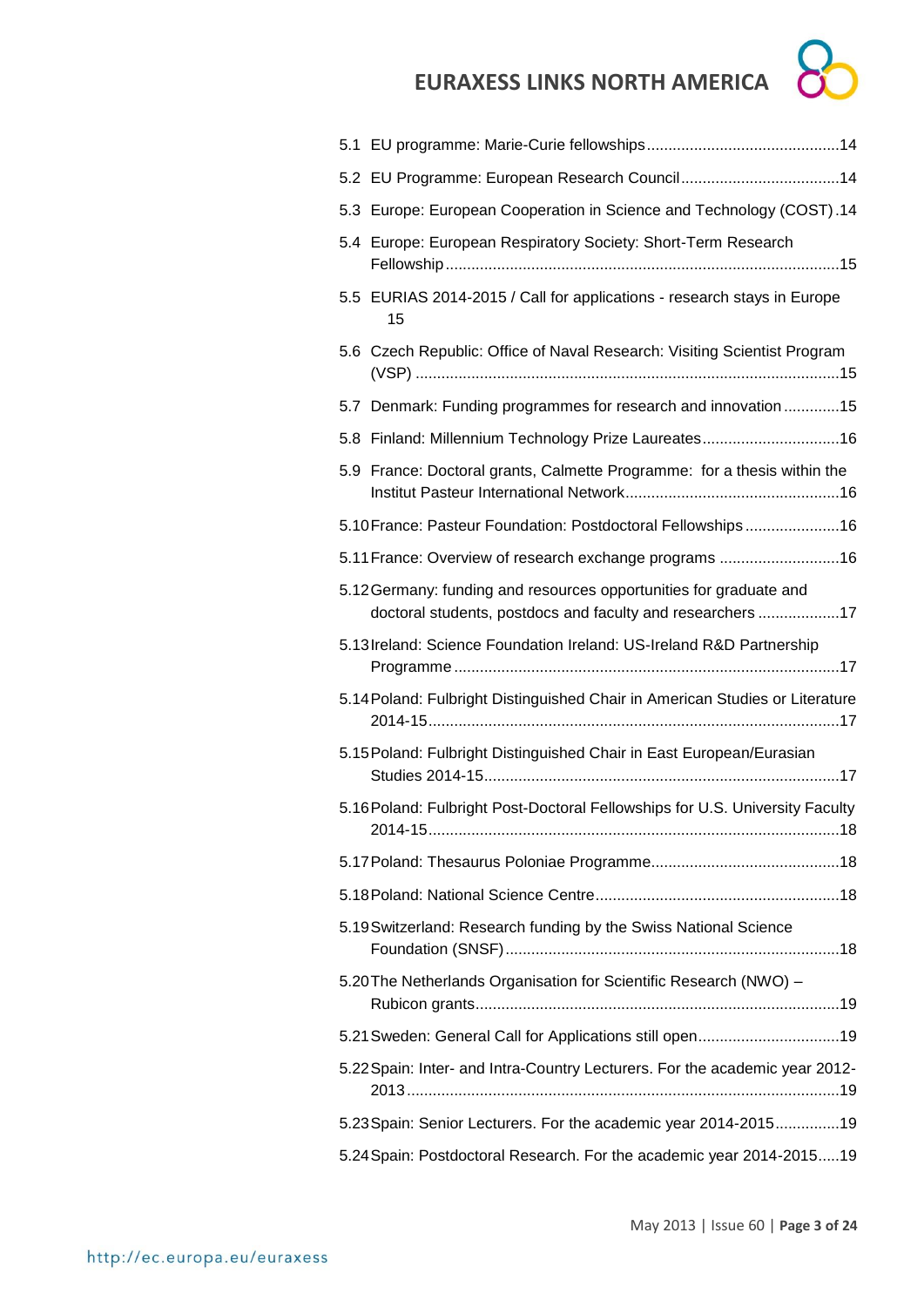5.1 EU programme: Marie-Curie fellowships .............................................14

5.2 EU Programme: European Research Council .....................................14

5.3 Europe: European Cooperation in Science and Technology (COST) .14

5.4 Europe: European Respiratory Society: Short-Term Research Fellowship ...........................................................................................15

5.5 EURIAS 2014-2015 / Call for applications - research stays in Europe 15

5.6 Czech Republic: Office of Naval Research: Visiting Scientist Program (VSP) ..................................................................................................15

5.7 Denmark: Funding programmes for research and innovation .............15

5.8 Finland: Millennium Technology Prize Laureates ................................16

5.9 France: Doctoral grants, Calmette Programme: for a thesis within the Institut Pasteur International Network..................................................16

5.10 France: Pasteur Foundation: Postdoctoral Fellowships ......................16

5.11 France: Overview of research exchange programs ............................16

5.12 Germany: funding and resources opportunities for graduate and doctoral students, postdocs and faculty and researchers ...................17

5.13 Ireland: Science Foundation Ireland: US-Ireland R&D Partnership Programme .........................................................................................17

5.14 Poland: Fulbright Distinguished Chair in American Studies or Literature 2014-15...............................................................................................17

5.15 Poland: Fulbright Distinguished Chair in East European/Eurasian Studies 2014-15..................................................................................17

5.16 Poland: Fulbright Post-Doctoral Fellowships for U.S. University Faculty 2014-15...............................................................................................18

5.17 Poland: Thesaurus Poloniae Programme............................................18

5.18 Poland: National Science Centre.........................................................18

5.19 Switzerland: Research funding by the Swiss National Science Foundation (SNSF).............................................................................18

5.20 The Netherlands Organisation for Scientific Research (NWO) – Rubicon grants....................................................................................19

5.21 Sweden: General Call for Applications still open.................................19

5.22 Spain: Inter- and Intra-Country Lecturers. For the academic year 2012-2013 ....................................................................................................19

5.23 Spain: Senior Lecturers. For the academic year 2014-2015...............19

5.24 Spain: Postdoctoral Research. For the academic year 2014-2015.....19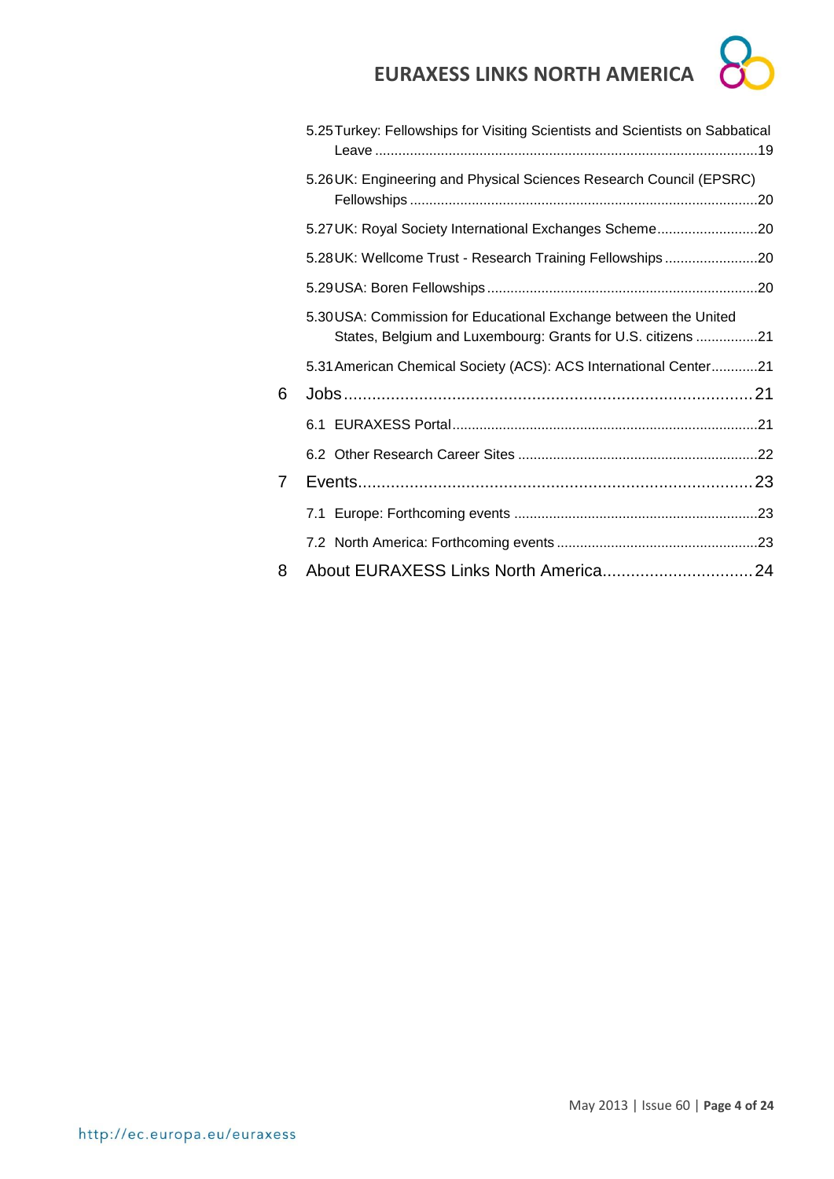5.25 Turkey: Fellowships for Visiting Scientists and Scientists on Sabbatical Leave ....19

5.26 UK: Engineering and Physical Sciences Research Council (EPSRC) Fellowships ....20

5.27 UK: Royal Society International Exchanges Scheme ....20

5.28 UK: Wellcome Trust - Research Training Fellowships ....20

5.29 USA: Boren Fellowships ....20

5.30 USA: Commission for Educational Exchange between the United States, Belgium and Luxembourg: Grants for U.S. citizens ....21

5.31 American Chemical Society (ACS): ACS International Center ....21

6 Jobs ....21

6.1 EURAXESS Portal ....21

6.2 Other Research Career Sites ....22

7 Events ....23

7.1 Europe: Forthcoming events ....23

7.2 North America: Forthcoming events ....23

8 About EURAXESS Links North America ....24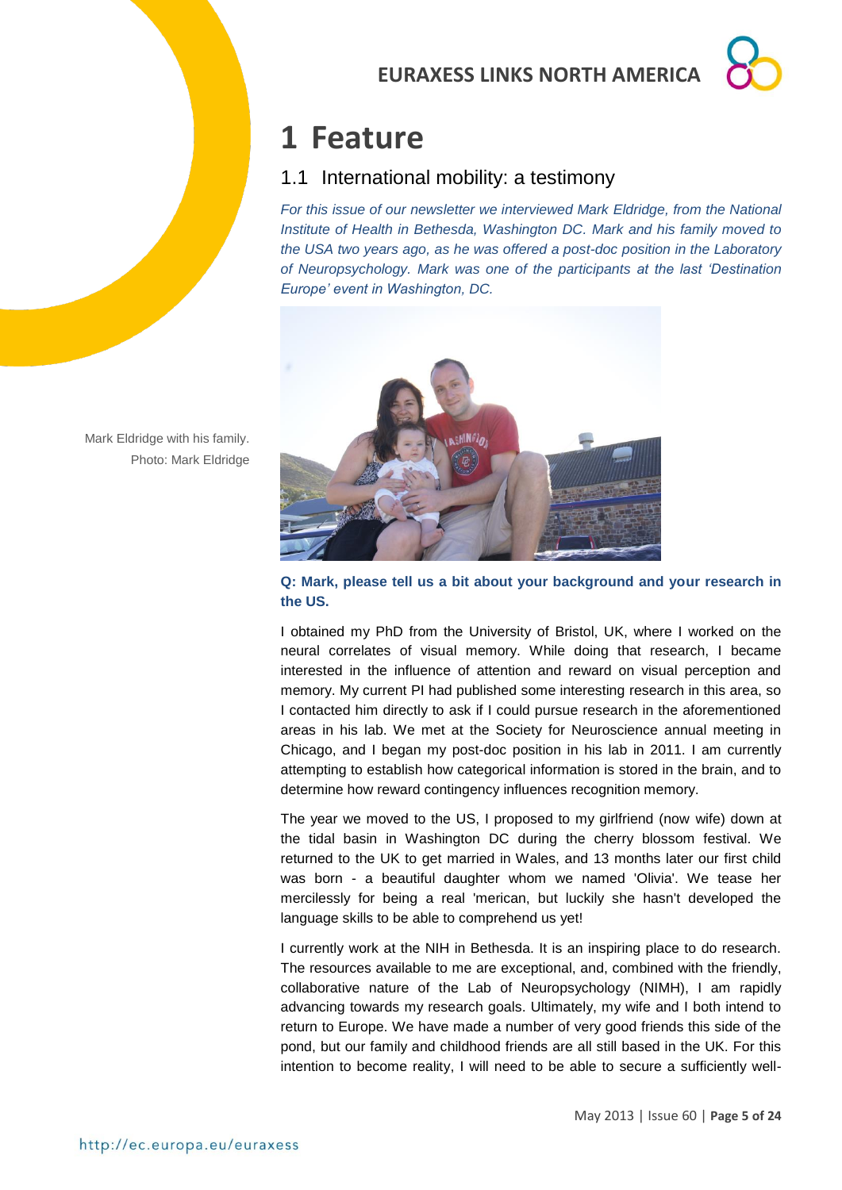# 1 Feature

## 1.1 International mobility: a testimony

*For this issue of our newsletter we interviewed Mark Eldridge, from the National Institute of Health in Bethesda, Washington DC. Mark and his family moved to the USA two years ago, as he was offered a post-doc position in the Laboratory of Neuropsychology. Mark was one of the participants at the last 'Destination Europe' event in Washington, DC.*

Mark Eldridge with his family.
Photo: Mark Eldridge

**Q: Mark, please tell us a bit about your background and your research in the US.**

I obtained my PhD from the University of Bristol, UK, where I worked on the neural correlates of visual memory. While doing that research, I became interested in the influence of attention and reward on visual perception and memory. My current PI had published some interesting research in this area, so I contacted him directly to ask if I could pursue research in the aforementioned areas in his lab. We met at the Society for Neuroscience annual meeting in Chicago, and I began my post-doc position in his lab in 2011. I am currently attempting to establish how categorical information is stored in the brain, and to determine how reward contingency influences recognition memory.

The year we moved to the US, I proposed to my girlfriend (now wife) down at the tidal basin in Washington DC during the cherry blossom festival. We returned to the UK to get married in Wales, and 13 months later our first child was born - a beautiful daughter whom we named 'Olivia'. We tease her mercilessly for being a real 'merican, but luckily she hasn't developed the language skills to be able to comprehend us yet!

I currently work at the NIH in Bethesda. It is an inspiring place to do research. The resources available to me are exceptional, and, combined with the friendly, collaborative nature of the Lab of Neuropsychology (NIMH), I am rapidly advancing towards my research goals. Ultimately, my wife and I both intend to return to Europe. We have made a number of very good friends this side of the pond, but our family and childhood friends are all still based in the UK. For this intention to become reality, I will need to be able to secure a sufficiently well-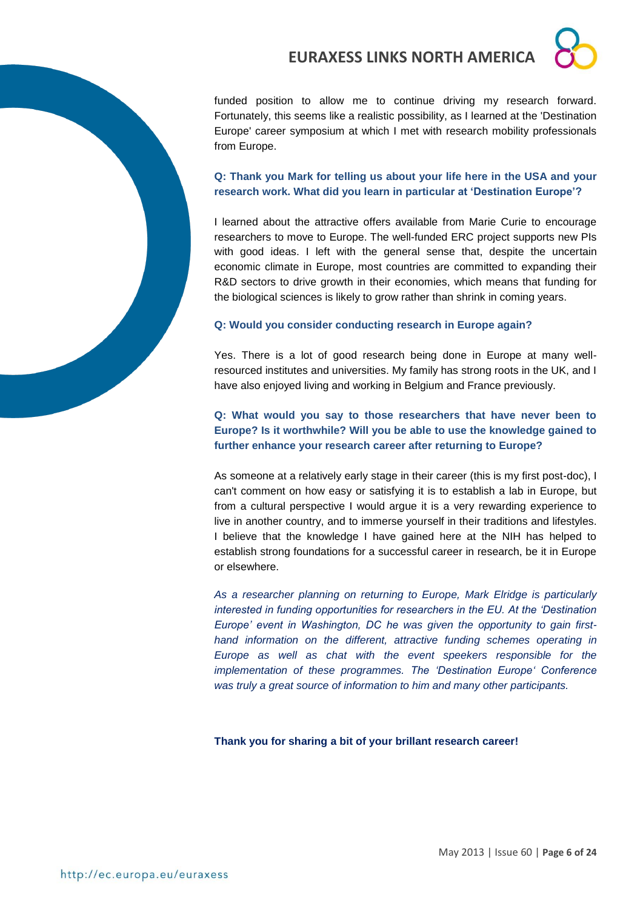funded position to allow me to continue driving my research forward. Fortunately, this seems like a realistic possibility, as I learned at the 'Destination Europe' career symposium at which I met with research mobility professionals from Europe.

**Q: Thank you Mark for telling us about your life here in the USA and your research work. What did you learn in particular at 'Destination Europe'?**

I learned about the attractive offers available from Marie Curie to encourage researchers to move to Europe. The well-funded ERC project supports new PIs with good ideas. I left with the general sense that, despite the uncertain economic climate in Europe, most countries are committed to expanding their R&D sectors to drive growth in their economies, which means that funding for the biological sciences is likely to grow rather than shrink in coming years.

**Q: Would you consider conducting research in Europe again?**

Yes. There is a lot of good research being done in Europe at many well-resourced institutes and universities. My family has strong roots in the UK, and I have also enjoyed living and working in Belgium and France previously.

**Q: What would you say to those researchers that have never been to Europe? Is it worthwhile? Will you be able to use the knowledge gained to further enhance your research career after returning to Europe?**

As someone at a relatively early stage in their career (this is my first post-doc), I can't comment on how easy or satisfying it is to establish a lab in Europe, but from a cultural perspective I would argue it is a very rewarding experience to live in another country, and to immerse yourself in their traditions and lifestyles. I believe that the knowledge I have gained here at the NIH has helped to establish strong foundations for a successful career in research, be it in Europe or elsewhere.

*As a researcher planning on returning to Europe, Mark Elridge is particularly interested in funding opportunities for researchers in the EU. At the 'Destination Europe' event in Washington, DC he was given the opportunity to gain first-hand information on the different, attractive funding schemes operating in Europe as well as chat with the event speekers responsible for the implementation of these programmes. The 'Destination Europe' Conference was truly a great source of information to him and many other participants.*

**Thank you for sharing a bit of your brillant research career!**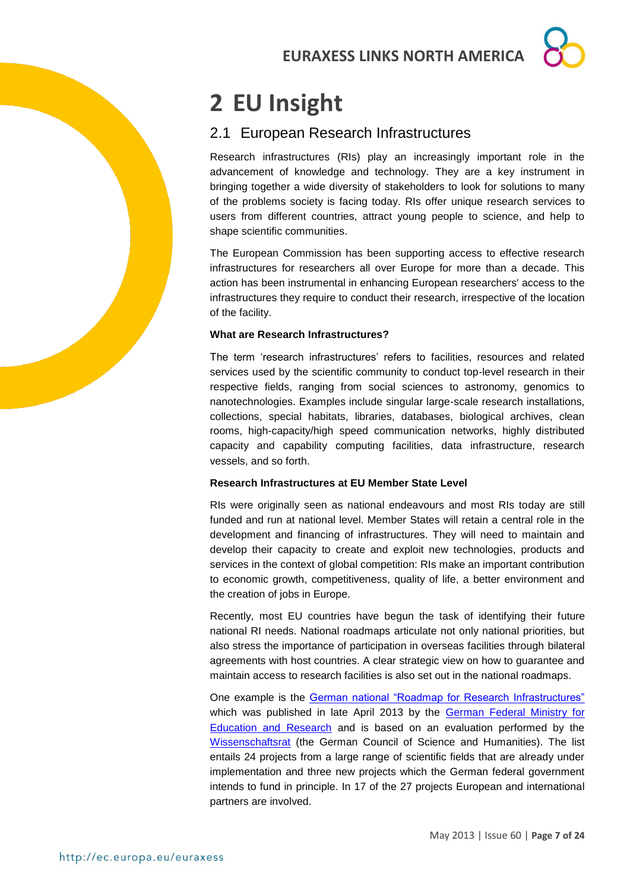# 2 EU Insight

## 2.1 European Research Infrastructures

Research infrastructures (RIs) play an increasingly important role in the advancement of knowledge and technology. They are a key instrument in bringing together a wide diversity of stakeholders to look for solutions to many of the problems society is facing today. RIs offer unique research services to users from different countries, attract young people to science, and help to shape scientific communities.

The European Commission has been supporting access to effective research infrastructures for researchers all over Europe for more than a decade. This action has been instrumental in enhancing European researchers' access to the infrastructures they require to conduct their research, irrespective of the location of the facility.

**What are Research Infrastructures?**

The term 'research infrastructures' refers to facilities, resources and related services used by the scientific community to conduct top-level research in their respective fields, ranging from social sciences to astronomy, genomics to nanotechnologies. Examples include singular large-scale research installations, collections, special habitats, libraries, databases, biological archives, clean rooms, high-capacity/high speed communication networks, highly distributed capacity and capability computing facilities, data infrastructure, research vessels, and so forth.

**Research Infrastructures at EU Member State Level**

RIs were originally seen as national endeavours and most RIs today are still funded and run at national level. Member States will retain a central role in the development and financing of infrastructures. They will need to maintain and develop their capacity to create and exploit new technologies, products and services in the context of global competition: RIs make an important contribution to economic growth, competitiveness, quality of life, a better environment and the creation of jobs in Europe.

Recently, most EU countries have begun the task of identifying their future national RI needs. National roadmaps articulate not only national priorities, but also stress the importance of participation in overseas facilities through bilateral agreements with host countries. A clear strategic view on how to guarantee and maintain access to research facilities is also set out in the national roadmaps.

One example is the German national "Roadmap for Research Infrastructures" which was published in late April 2013 by the German Federal Ministry for Education and Research and is based on an evaluation performed by the Wissenschaftsrat (the German Council of Science and Humanities). The list entails 24 projects from a large range of scientific fields that are already under implementation and three new projects which the German federal government intends to fund in principle. In 17 of the 27 projects European and international partners are involved.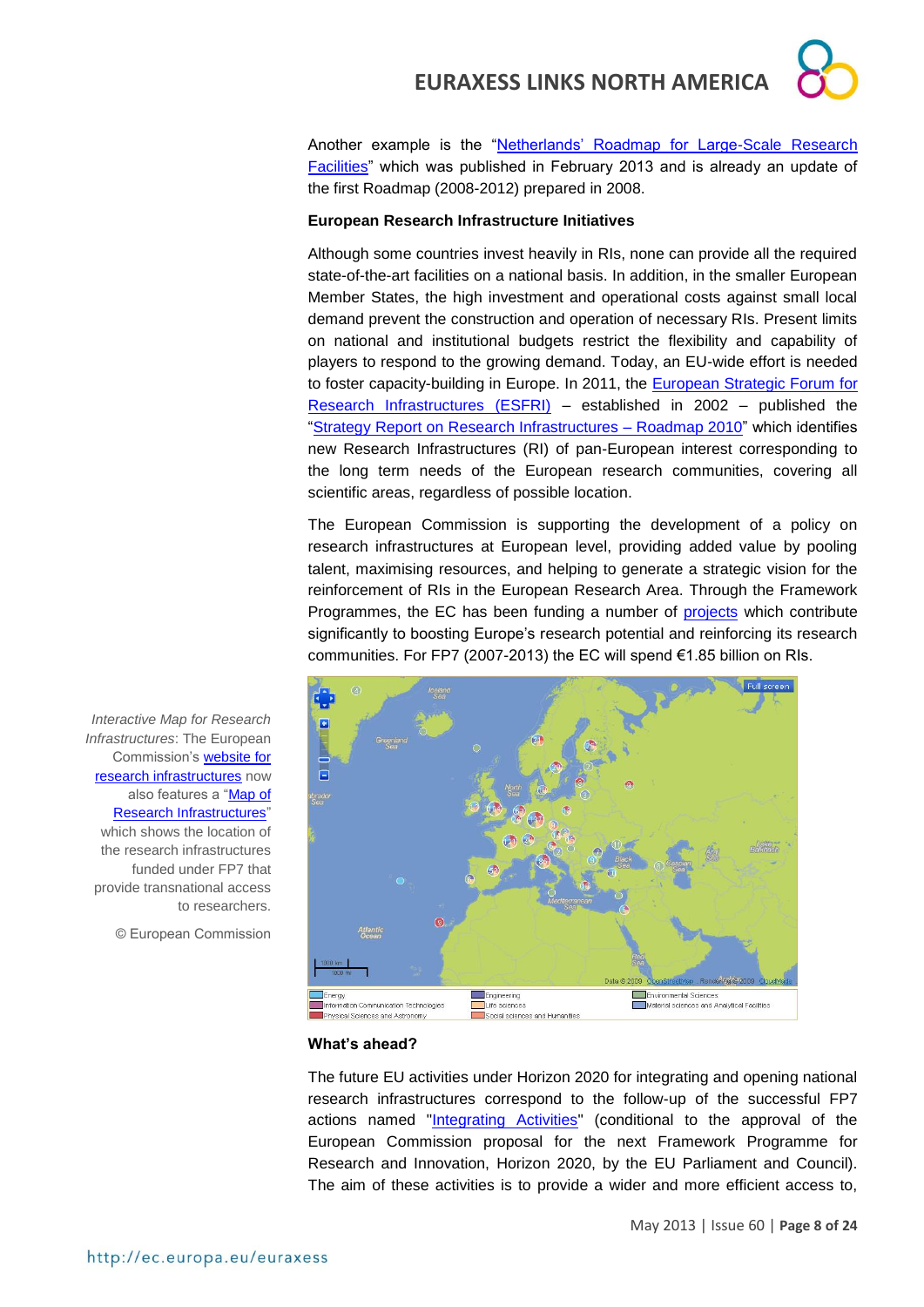Another example is the "Netherlands' Roadmap for Large-Scale Research Facilities" which was published in February 2013 and is already an update of the first Roadmap (2008-2012) prepared in 2008.

**European Research Infrastructure Initiatives**

Although some countries invest heavily in RIs, none can provide all the required state-of-the-art facilities on a national basis. In addition, in the smaller European Member States, the high investment and operational costs against small local demand prevent the construction and operation of necessary RIs. Present limits on national and institutional budgets restrict the flexibility and capability of players to respond to the growing demand. Today, an EU-wide effort is needed to foster capacity-building in Europe. In 2011, the European Strategic Forum for Research Infrastructures (ESFRI) – established in 2002 – published the "Strategy Report on Research Infrastructures – Roadmap 2010" which identifies new Research Infrastructures (RI) of pan-European interest corresponding to the long term needs of the European research communities, covering all scientific areas, regardless of possible location.

The European Commission is supporting the development of a policy on research infrastructures at European level, providing added value by pooling talent, maximising resources, and helping to generate a strategic vision for the reinforcement of RIs in the European Research Area. Through the Framework Programmes, the EC has been funding a number of projects which contribute significantly to boosting Europe's research potential and reinforcing its research communities. For FP7 (2007-2013) the EC will spend €1.85 billion on RIs.

*Interactive Map for Research Infrastructures*: The European Commission's website for research infrastructures now also features a "Map of Research Infrastructures" which shows the location of the research infrastructures funded under FP7 that provide transnational access to researchers.

© European Commission

**What's ahead?**

The future EU activities under Horizon 2020 for integrating and opening national research infrastructures correspond to the follow-up of the successful FP7 actions named "Integrating Activities" (conditional to the approval of the European Commission proposal for the next Framework Programme for Research and Innovation, Horizon 2020, by the EU Parliament and Council). The aim of these activities is to provide a wider and more efficient access to,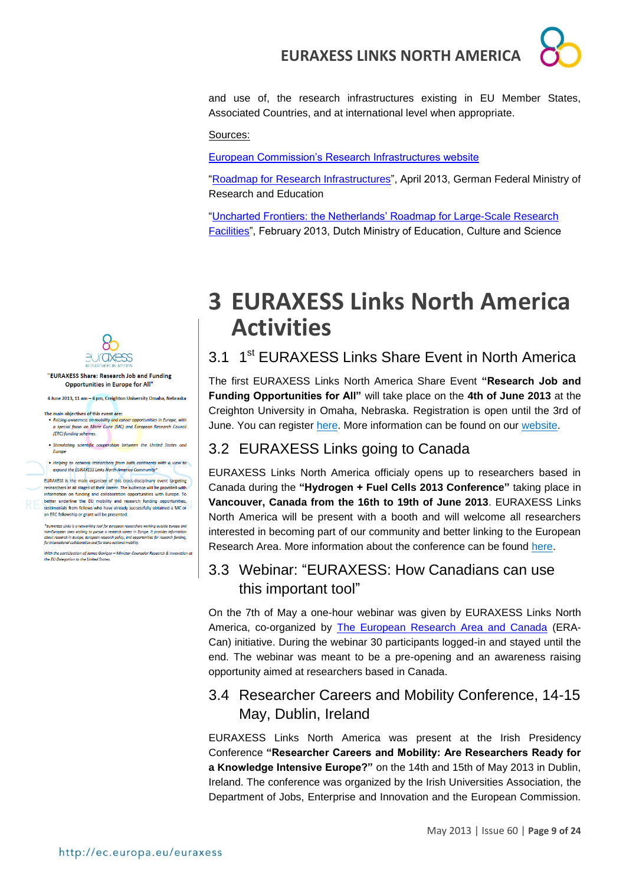and use of, the research infrastructures existing in EU Member States, Associated Countries, and at international level when appropriate.

Sources:

European Commission's Research Infrastructures website

"Roadmap for Research Infrastructures", April 2013, German Federal Ministry of Research and Education

"Uncharted Frontiers: the Netherlands' Roadmap for Large-Scale Research Facilities", February 2013, Dutch Ministry of Education, Culture and Science

# 3 EURAXESS Links North America Activities

## 3.1 1st EURAXESS Links Share Event in North America

The first EURAXESS Links North America Share Event **"Research Job and Funding Opportunities for All"** will take place on the **4th of June 2013** at the Creighton University in Omaha, Nebraska. Registration is open until the 3rd of June. You can register here. More information can be found on our website.

euraxess
RESEARCHERS IN MOTION

"EURAXESS Share: Research Job and Funding Opportunities in Europe for All"

4 June 2013, 11 am – 4 pm, Creighton University Omaha, Nebraska

The main objectives of this event are:

- *Raising awareness on mobility and career opportunities in Europe, with a special focus on Marie Curie (MC) and European Research Council (ERC) funding schemes.*
- *Stimulating scientific cooperation between the United States and Europe*
- *Helping to network researchers from both continents with a view to expand the EURAXESS Links North America Community\**

EURAXESS is the main organizer of this cross-disciplinary event targeting researchers at all stages of their career. The audience will be provided with information on funding and collaboration opportunities with Europe. To better underline the EU mobility and research funding opportunities, testimonials from fellows who have already successfully obtained a MC or an ERC fellowship or grant will be presented.

*\*EURAXESS Links is a networking tool for European researchers working outside Europe and non-European ones wishing to pursue a research career in Europe. It provides information about research in Europe, European research policy, and opportunities for research funding, for international collaboration and for trans-national mobility.*

*With the participation of James Gavigan – Minister-Counsellor Research & Innovation at the EU Delegation to the United States.*

## 3.2 EURAXESS Links going to Canada

EURAXESS Links North America officialy opens up to researchers based in Canada during the **"Hydrogen + Fuel Cells 2013 Conference"** taking place in **Vancouver, Canada from the 16th to 19th of June 2013**. EURAXESS Links North America will be present with a booth and will welcome all researchers interested in becoming part of our community and better linking to the European Research Area. More information about the conference can be found here.

## 3.3 Webinar: "EURAXESS: How Canadians can use this important tool"

On the 7th of May a one-hour webinar was given by EURAXESS Links North America, co-organized by The European Research Area and Canada (ERA-Can) initiative. During the webinar 30 participants logged-in and stayed until the end. The webinar was meant to be a pre-opening and an awareness raising opportunity aimed at researchers based in Canada.

## 3.4 Researcher Careers and Mobility Conference, 14-15 May, Dublin, Ireland

EURAXESS Links North America was present at the Irish Presidency Conference **"Researcher Careers and Mobility: Are Researchers Ready for a Knowledge Intensive Europe?"** on the 14th and 15th of May 2013 in Dublin, Ireland. The conference was organized by the Irish Universities Association, the Department of Jobs, Enterprise and Innovation and the European Commission.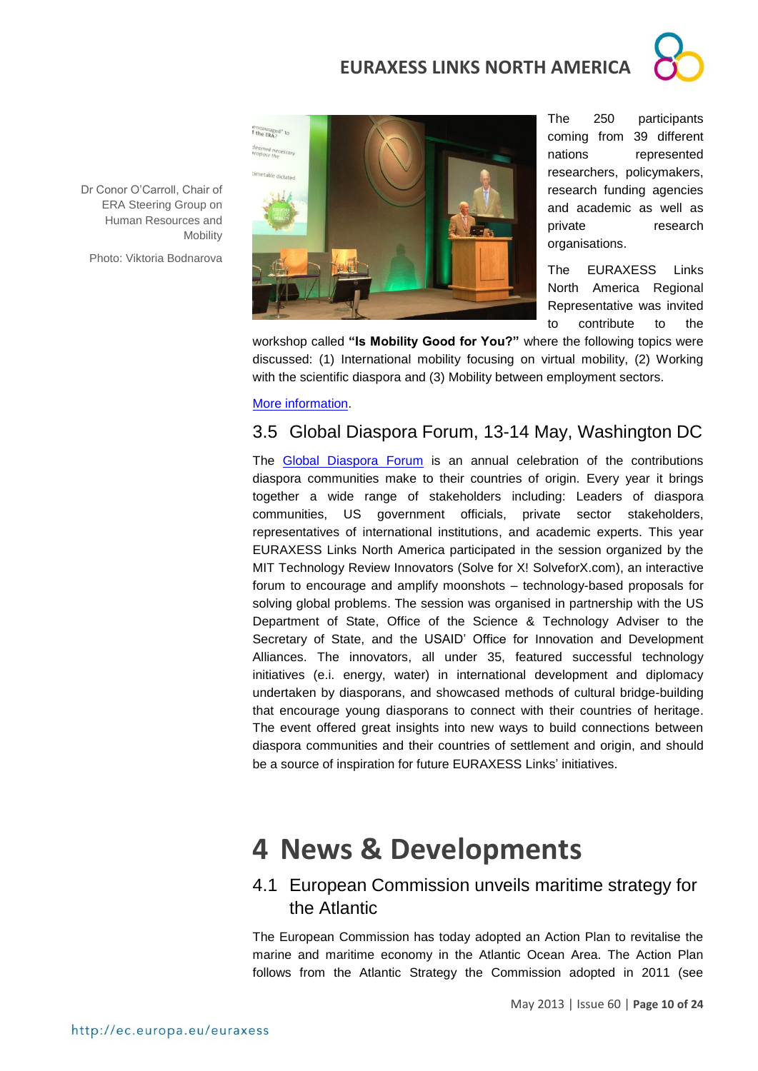Dr Conor O'Carroll, Chair of ERA Steering Group on Human Resources and Mobility

Photo: Viktoria Bodnarova

The 250 participants coming from 39 different nations represented researchers, policymakers, research funding agencies and academic as well as private research organisations.

The EURAXESS Links North America Regional Representative was invited to contribute to the workshop called **"Is Mobility Good for You?"** where the following topics were discussed: (1) International mobility focusing on virtual mobility, (2) Working with the scientific diaspora and (3) Mobility between employment sectors.

More information.

## 3.5 Global Diaspora Forum, 13-14 May, Washington DC

The Global Diaspora Forum is an annual celebration of the contributions diaspora communities make to their countries of origin. Every year it brings together a wide range of stakeholders including: Leaders of diaspora communities, US government officials, private sector stakeholders, representatives of international institutions, and academic experts. This year EURAXESS Links North America participated in the session organized by the MIT Technology Review Innovators (Solve for X! SolveforX.com), an interactive forum to encourage and amplify moonshots – technology-based proposals for solving global problems. The session was organised in partnership with the US Department of State, Office of the Science & Technology Adviser to the Secretary of State, and the USAID' Office for Innovation and Development Alliances. The innovators, all under 35, featured successful technology initiatives (e.i. energy, water) in international development and diplomacy undertaken by diasporans, and showcased methods of cultural bridge-building that encourage young diasporans to connect with their countries of heritage. The event offered great insights into new ways to build connections between diaspora communities and their countries of settlement and origin, and should be a source of inspiration for future EURAXESS Links' initiatives.

# 4 News & Developments

## 4.1 European Commission unveils maritime strategy for the Atlantic

The European Commission has today adopted an Action Plan to revitalise the marine and maritime economy in the Atlantic Ocean Area. The Action Plan follows from the Atlantic Strategy the Commission adopted in 2011 (see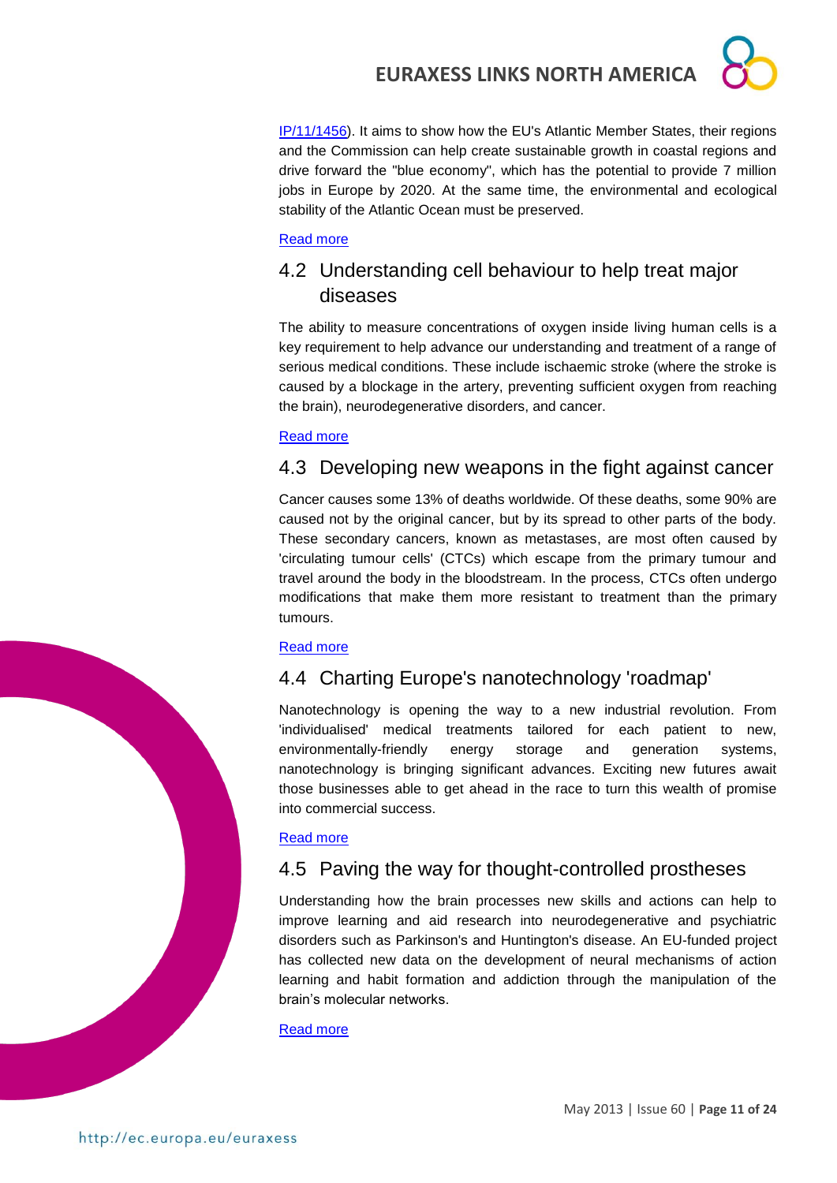IP/11/1456). It aims to show how the EU's Atlantic Member States, their regions and the Commission can help create sustainable growth in coastal regions and drive forward the "blue economy", which has the potential to provide 7 million jobs in Europe by 2020. At the same time, the environmental and ecological stability of the Atlantic Ocean must be preserved.

Read more

## 4.2 Understanding cell behaviour to help treat major diseases

The ability to measure concentrations of oxygen inside living human cells is a key requirement to help advance our understanding and treatment of a range of serious medical conditions. These include ischaemic stroke (where the stroke is caused by a blockage in the artery, preventing sufficient oxygen from reaching the brain), neurodegenerative disorders, and cancer.

Read more

## 4.3 Developing new weapons in the fight against cancer

Cancer causes some 13% of deaths worldwide. Of these deaths, some 90% are caused not by the original cancer, but by its spread to other parts of the body. These secondary cancers, known as metastases, are most often caused by 'circulating tumour cells' (CTCs) which escape from the primary tumour and travel around the body in the bloodstream. In the process, CTCs often undergo modifications that make them more resistant to treatment than the primary tumours.

Read more

## 4.4 Charting Europe's nanotechnology 'roadmap'

Nanotechnology is opening the way to a new industrial revolution. From 'individualised' medical treatments tailored for each patient to new, environmentally-friendly energy storage and generation systems, nanotechnology is bringing significant advances. Exciting new futures await those businesses able to get ahead in the race to turn this wealth of promise into commercial success.

Read more

## 4.5 Paving the way for thought-controlled prostheses

Understanding how the brain processes new skills and actions can help to improve learning and aid research into neurodegenerative and psychiatric disorders such as Parkinson's and Huntington's disease. An EU-funded project has collected new data on the development of neural mechanisms of action learning and habit formation and addiction through the manipulation of the brain's molecular networks.

Read more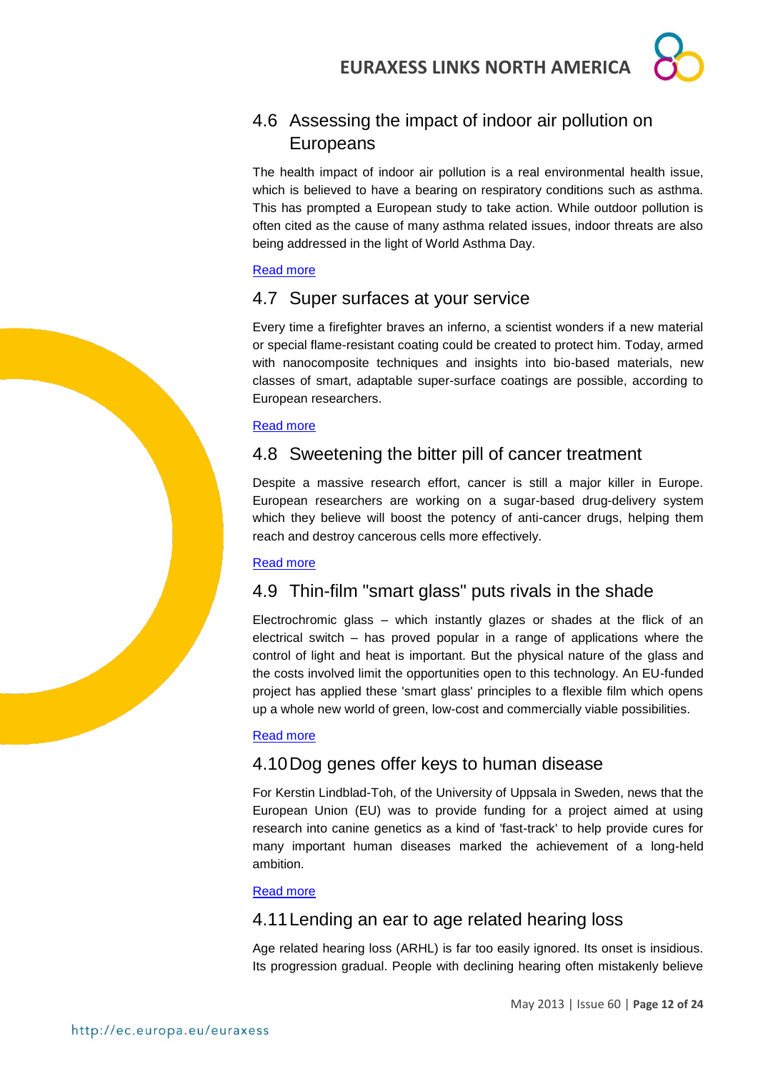## 4.6 Assessing the impact of indoor air pollution on Europeans

The health impact of indoor air pollution is a real environmental health issue, which is believed to have a bearing on respiratory conditions such as asthma. This has prompted a European study to take action. While outdoor pollution is often cited as the cause of many asthma related issues, indoor threats are also being addressed in the light of World Asthma Day.

Read more

## 4.7 Super surfaces at your service

Every time a firefighter braves an inferno, a scientist wonders if a new material or special flame-resistant coating could be created to protect him. Today, armed with nanocomposite techniques and insights into bio-based materials, new classes of smart, adaptable super-surface coatings are possible, according to European researchers.

Read more

## 4.8 Sweetening the bitter pill of cancer treatment

Despite a massive research effort, cancer is still a major killer in Europe. European researchers are working on a sugar-based drug-delivery system which they believe will boost the potency of anti-cancer drugs, helping them reach and destroy cancerous cells more effectively.

Read more

## 4.9 Thin-film "smart glass" puts rivals in the shade

Electrochromic glass – which instantly glazes or shades at the flick of an electrical switch – has proved popular in a range of applications where the control of light and heat is important. But the physical nature of the glass and the costs involved limit the opportunities open to this technology. An EU-funded project has applied these 'smart glass' principles to a flexible film which opens up a whole new world of green, low-cost and commercially viable possibilities.

Read more

## 4.10 Dog genes offer keys to human disease

For Kerstin Lindblad-Toh, of the University of Uppsala in Sweden, news that the European Union (EU) was to provide funding for a project aimed at using research into canine genetics as a kind of 'fast-track' to help provide cures for many important human diseases marked the achievement of a long-held ambition.

Read more

## 4.11 Lending an ear to age related hearing loss

Age related hearing loss (ARHL) is far too easily ignored. Its onset is insidious. Its progression gradual. People with declining hearing often mistakenly believe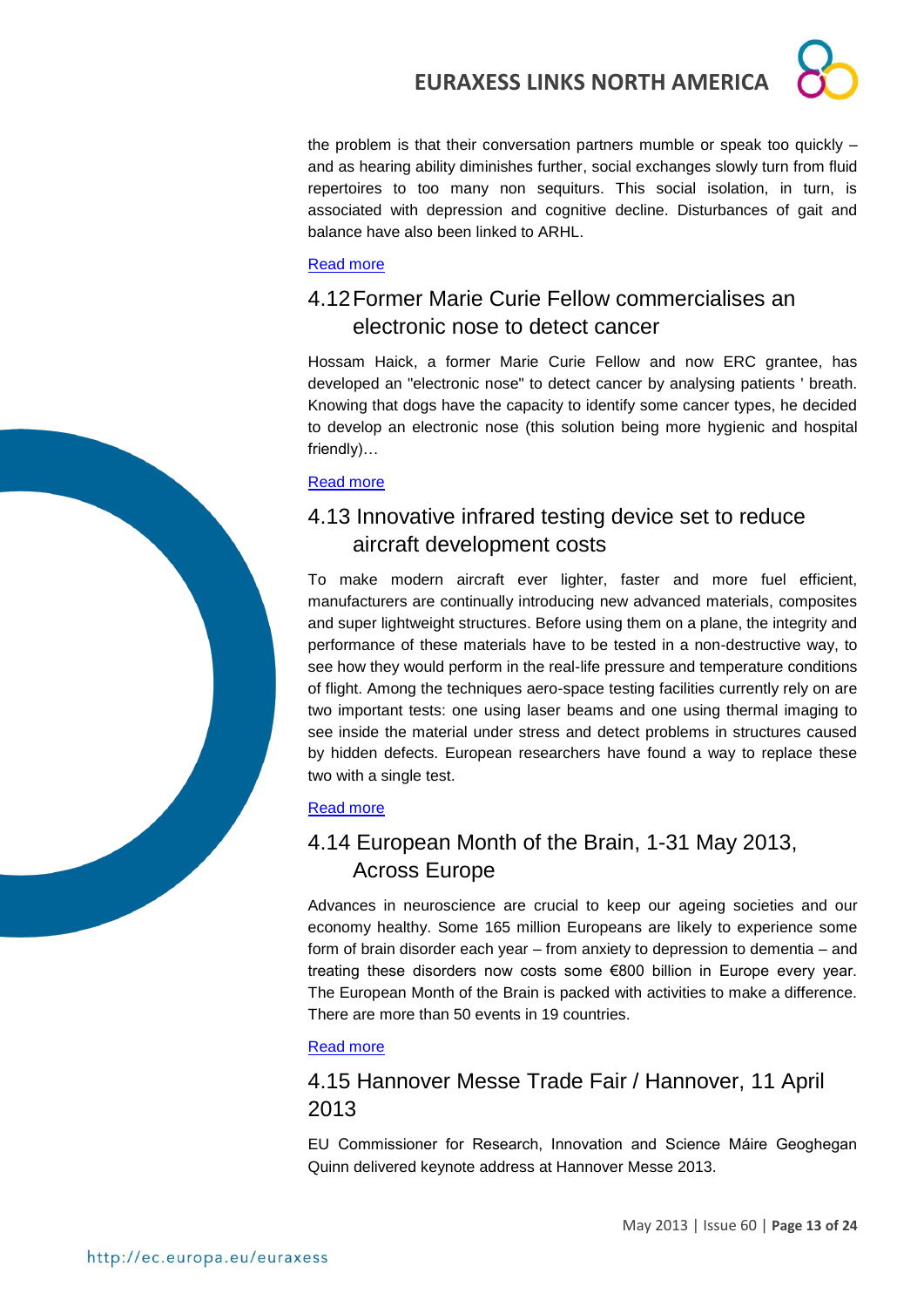the problem is that their conversation partners mumble or speak too quickly – and as hearing ability diminishes further, social exchanges slowly turn from fluid repertoires to too many non sequiturs. This social isolation, in turn, is associated with depression and cognitive decline. Disturbances of gait and balance have also been linked to ARHL.

Read more

## 4.12 Former Marie Curie Fellow commercialises an electronic nose to detect cancer

Hossam Haick, a former Marie Curie Fellow and now ERC grantee, has developed an "electronic nose" to detect cancer by analysing patients ' breath. Knowing that dogs have the capacity to identify some cancer types, he decided to develop an electronic nose (this solution being more hygienic and hospital friendly)…

Read more

## 4.13 Innovative infrared testing device set to reduce aircraft development costs

To make modern aircraft ever lighter, faster and more fuel efficient, manufacturers are continually introducing new advanced materials, composites and super lightweight structures. Before using them on a plane, the integrity and performance of these materials have to be tested in a non-destructive way, to see how they would perform in the real-life pressure and temperature conditions of flight. Among the techniques aero-space testing facilities currently rely on are two important tests: one using laser beams and one using thermal imaging to see inside the material under stress and detect problems in structures caused by hidden defects. European researchers have found a way to replace these two with a single test.

Read more

## 4.14 European Month of the Brain, 1-31 May 2013, Across Europe

Advances in neuroscience are crucial to keep our ageing societies and our economy healthy. Some 165 million Europeans are likely to experience some form of brain disorder each year – from anxiety to depression to dementia – and treating these disorders now costs some €800 billion in Europe every year. The European Month of the Brain is packed with activities to make a difference. There are more than 50 events in 19 countries.

Read more

## 4.15 Hannover Messe Trade Fair / Hannover, 11 April 2013

EU Commissioner for Research, Innovation and Science Máire Geoghegan Quinn delivered keynote address at Hannover Messe 2013.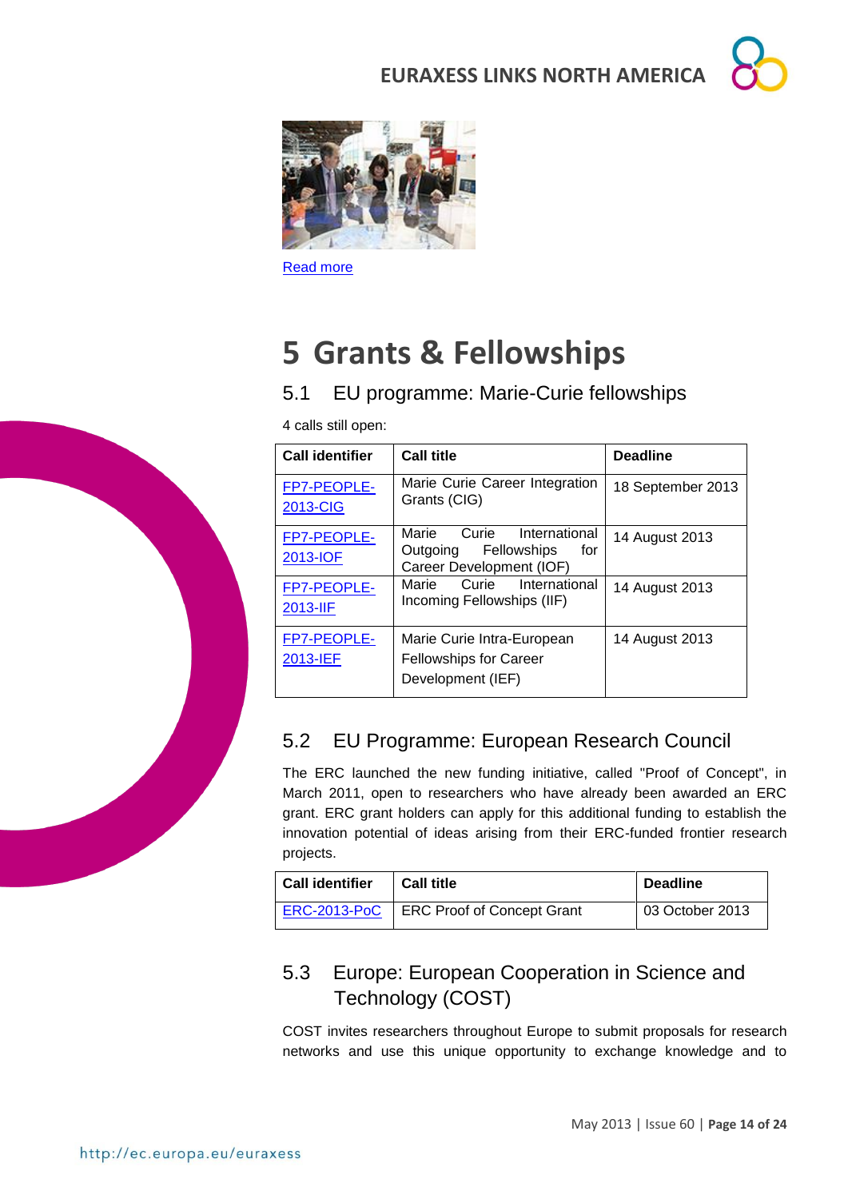Read more

# 5 Grants & Fellowships

## 5.1 EU programme: Marie-Curie fellowships

4 calls still open:

| Call identifier | Call title | Deadline |
| --- | --- | --- |
| FP7-PEOPLE-2013-CIG | Marie Curie Career Integration Grants (CIG) | 18 September 2013 |
| FP7-PEOPLE-2013-IOF | Marie Curie International Outgoing Fellowships for Career Development (IOF) | 14 August 2013 |
| FP7-PEOPLE-2013-IIF | Marie Curie International Incoming Fellowships (IIF) | 14 August 2013 |
| FP7-PEOPLE-2013-IEF | Marie Curie Intra-European Fellowships for Career Development (IEF) | 14 August 2013 |

## 5.2 EU Programme: European Research Council

The ERC launched the new funding initiative, called "Proof of Concept", in March 2011, open to researchers who have already been awarded an ERC grant. ERC grant holders can apply for this additional funding to establish the innovation potential of ideas arising from their ERC-funded frontier research projects.

| Call identifier | Call title | Deadline |
| --- | --- | --- |
| ERC-2013-PoC | ERC Proof of Concept Grant | 03 October 2013 |

## 5.3 Europe: European Cooperation in Science and Technology (COST)

COST invites researchers throughout Europe to submit proposals for research networks and use this unique opportunity to exchange knowledge and to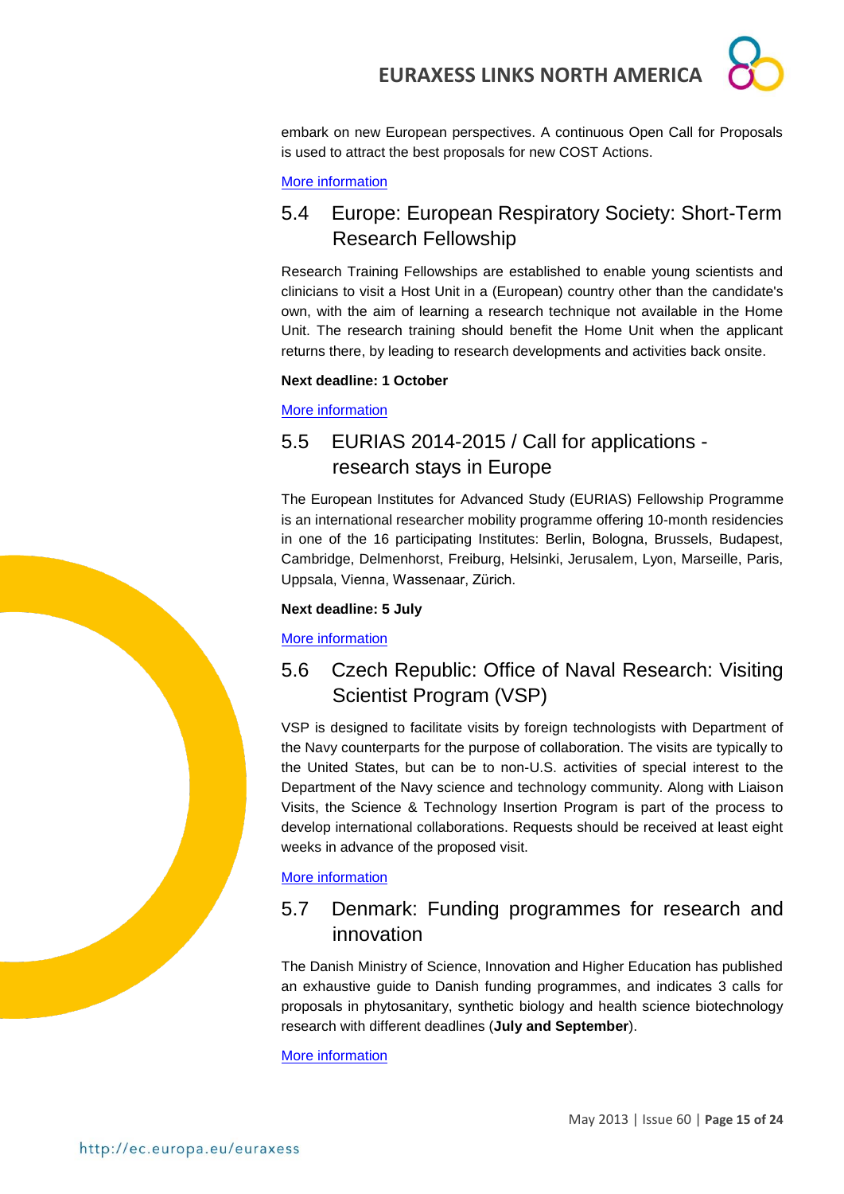embark on new European perspectives. A continuous Open Call for Proposals is used to attract the best proposals for new COST Actions.

More information

## 5.4 Europe: European Respiratory Society: Short-Term Research Fellowship

Research Training Fellowships are established to enable young scientists and clinicians to visit a Host Unit in a (European) country other than the candidate's own, with the aim of learning a research technique not available in the Home Unit. The research training should benefit the Home Unit when the applicant returns there, by leading to research developments and activities back onsite.

**Next deadline: 1 October**

More information

## 5.5 EURIAS 2014-2015 / Call for applications - research stays in Europe

The European Institutes for Advanced Study (EURIAS) Fellowship Programme is an international researcher mobility programme offering 10-month residencies in one of the 16 participating Institutes: Berlin, Bologna, Brussels, Budapest, Cambridge, Delmenhorst, Freiburg, Helsinki, Jerusalem, Lyon, Marseille, Paris, Uppsala, Vienna, Wassenaar, Zürich.

**Next deadline: 5 July**

More information

## 5.6 Czech Republic: Office of Naval Research: Visiting Scientist Program (VSP)

VSP is designed to facilitate visits by foreign technologists with Department of the Navy counterparts for the purpose of collaboration. The visits are typically to the United States, but can be to non-U.S. activities of special interest to the Department of the Navy science and technology community. Along with Liaison Visits, the Science & Technology Insertion Program is part of the process to develop international collaborations. Requests should be received at least eight weeks in advance of the proposed visit.

More information

## 5.7 Denmark: Funding programmes for research and innovation

The Danish Ministry of Science, Innovation and Higher Education has published an exhaustive guide to Danish funding programmes, and indicates 3 calls for proposals in phytosanitary, synthetic biology and health science biotechnology research with different deadlines (**July and September**).

More information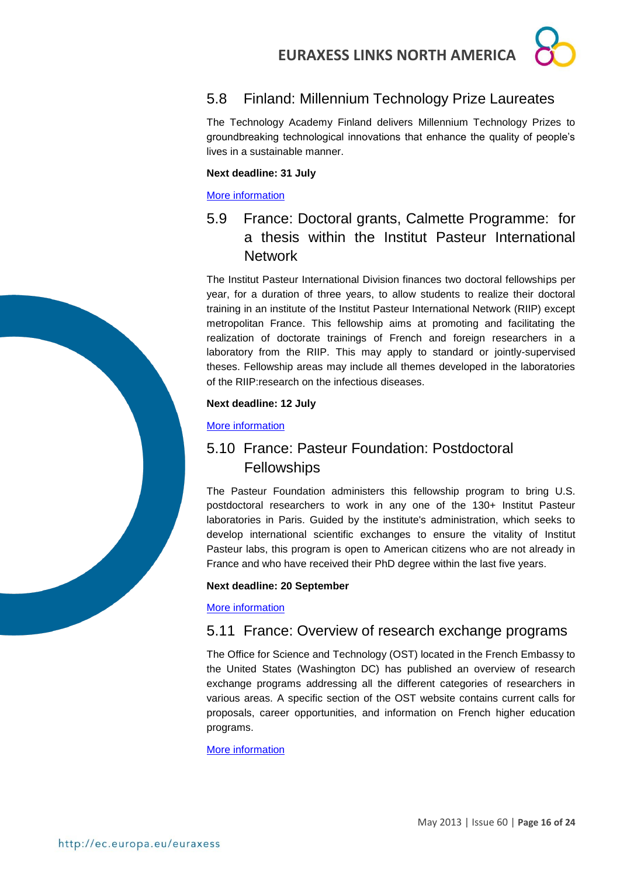## 5.8 Finland: Millennium Technology Prize Laureates

The Technology Academy Finland delivers Millennium Technology Prizes to groundbreaking technological innovations that enhance the quality of people's lives in a sustainable manner.

**Next deadline: 31 July**

More information

## 5.9 France: Doctoral grants, Calmette Programme: for a thesis within the Institut Pasteur International Network

The Institut Pasteur International Division finances two doctoral fellowships per year, for a duration of three years, to allow students to realize their doctoral training in an institute of the Institut Pasteur International Network (RIIP) except metropolitan France. This fellowship aims at promoting and facilitating the realization of doctorate trainings of French and foreign researchers in a laboratory from the RIIP. This may apply to standard or jointly-supervised theses. Fellowship areas may include all themes developed in the laboratories of the RIIP:research on the infectious diseases.

**Next deadline: 12 July**

More information

## 5.10 France: Pasteur Foundation: Postdoctoral Fellowships

The Pasteur Foundation administers this fellowship program to bring U.S. postdoctoral researchers to work in any one of the 130+ Institut Pasteur laboratories in Paris. Guided by the institute's administration, which seeks to develop international scientific exchanges to ensure the vitality of Institut Pasteur labs, this program is open to American citizens who are not already in France and who have received their PhD degree within the last five years.

**Next deadline: 20 September**

More information

## 5.11 France: Overview of research exchange programs

The Office for Science and Technology (OST) located in the French Embassy to the United States (Washington DC) has published an overview of research exchange programs addressing all the different categories of researchers in various areas. A specific section of the OST website contains current calls for proposals, career opportunities, and information on French higher education programs.

More information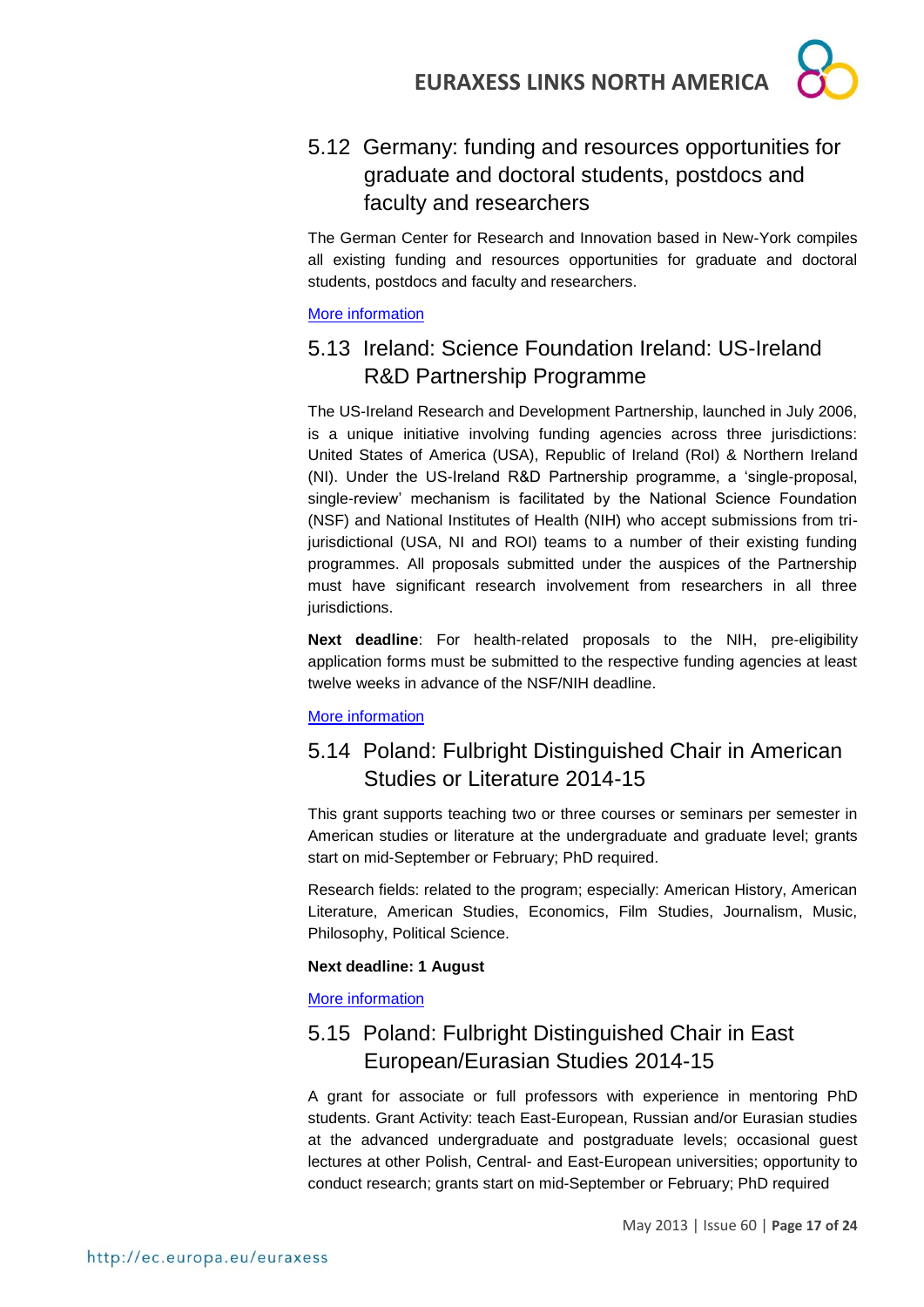## 5.12 Germany: funding and resources opportunities for graduate and doctoral students, postdocs and faculty and researchers

The German Center for Research and Innovation based in New-York compiles all existing funding and resources opportunities for graduate and doctoral students, postdocs and faculty and researchers.

More information

## 5.13 Ireland: Science Foundation Ireland: US-Ireland R&D Partnership Programme

The US-Ireland Research and Development Partnership, launched in July 2006, is a unique initiative involving funding agencies across three jurisdictions: United States of America (USA), Republic of Ireland (RoI) & Northern Ireland (NI). Under the US-Ireland R&D Partnership programme, a 'single-proposal, single-review' mechanism is facilitated by the National Science Foundation (NSF) and National Institutes of Health (NIH) who accept submissions from tri-jurisdictional (USA, NI and ROI) teams to a number of their existing funding programmes. All proposals submitted under the auspices of the Partnership must have significant research involvement from researchers in all three jurisdictions.

**Next deadline**: For health-related proposals to the NIH, pre-eligibility application forms must be submitted to the respective funding agencies at least twelve weeks in advance of the NSF/NIH deadline.

More information

## 5.14 Poland: Fulbright Distinguished Chair in American Studies or Literature 2014-15

This grant supports teaching two or three courses or seminars per semester in American studies or literature at the undergraduate and graduate level; grants start on mid-September or February; PhD required.

Research fields: related to the program; especially: American History, American Literature, American Studies, Economics, Film Studies, Journalism, Music, Philosophy, Political Science.

**Next deadline: 1 August**

More information

## 5.15 Poland: Fulbright Distinguished Chair in East European/Eurasian Studies 2014-15

A grant for associate or full professors with experience in mentoring PhD students. Grant Activity: teach East-European, Russian and/or Eurasian studies at the advanced undergraduate and postgraduate levels; occasional guest lectures at other Polish, Central- and East-European universities; opportunity to conduct research; grants start on mid-September or February; PhD required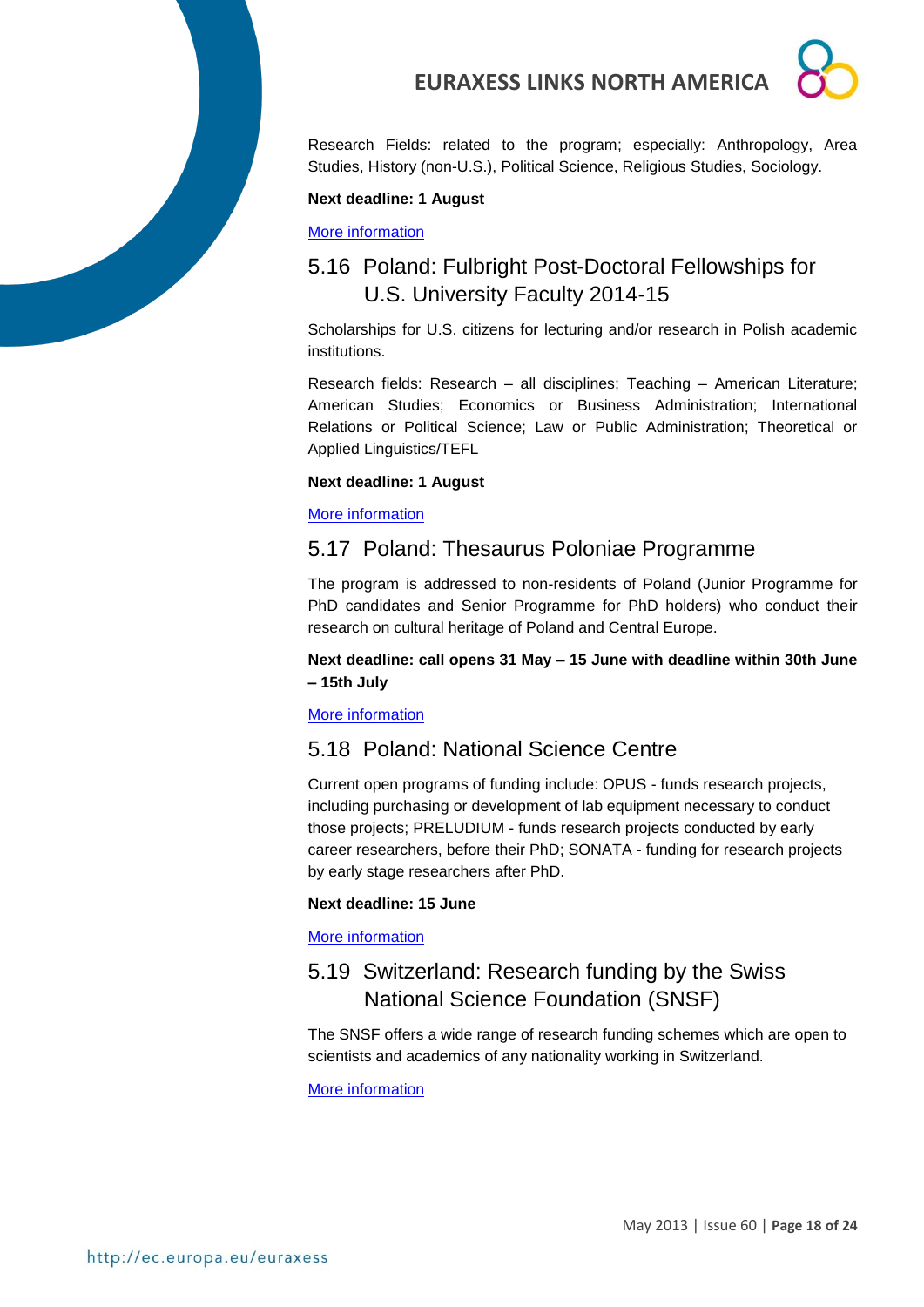Research Fields: related to the program; especially: Anthropology, Area Studies, History (non-U.S.), Political Science, Religious Studies, Sociology.

**Next deadline: 1 August**

More information

## 5.16 Poland: Fulbright Post-Doctoral Fellowships for U.S. University Faculty 2014-15

Scholarships for U.S. citizens for lecturing and/or research in Polish academic institutions.

Research fields: Research – all disciplines; Teaching – American Literature; American Studies; Economics or Business Administration; International Relations or Political Science; Law or Public Administration; Theoretical or Applied Linguistics/TEFL

**Next deadline: 1 August**

More information

## 5.17 Poland: Thesaurus Poloniae Programme

The program is addressed to non-residents of Poland (Junior Programme for PhD candidates and Senior Programme for PhD holders) who conduct their research on cultural heritage of Poland and Central Europe.

**Next deadline: call opens 31 May – 15 June with deadline within 30th June – 15th July**

More information

## 5.18 Poland: National Science Centre

Current open programs of funding include: OPUS - funds research projects, including purchasing or development of lab equipment necessary to conduct those projects; PRELUDIUM - funds research projects conducted by early career researchers, before their PhD; SONATA - funding for research projects by early stage researchers after PhD.

**Next deadline: 15 June**

More information

## 5.19 Switzerland: Research funding by the Swiss National Science Foundation (SNSF)

The SNSF offers a wide range of research funding schemes which are open to scientists and academics of any nationality working in Switzerland.

More information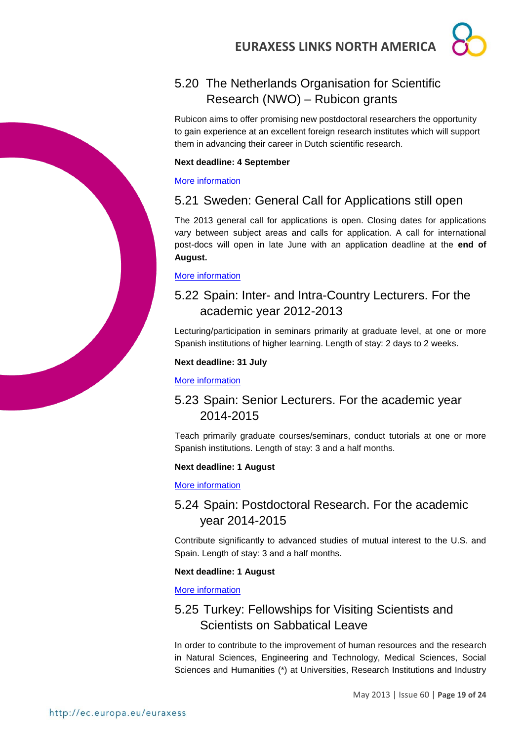## 5.20 The Netherlands Organisation for Scientific Research (NWO) – Rubicon grants

Rubicon aims to offer promising new postdoctoral researchers the opportunity to gain experience at an excellent foreign research institutes which will support them in advancing their career in Dutch scientific research.

**Next deadline: 4 September**

More information

## 5.21 Sweden: General Call for Applications still open

The 2013 general call for applications is open. Closing dates for applications vary between subject areas and calls for application. A call for international post-docs will open in late June with an application deadline at the **end of August.**

More information

## 5.22 Spain: Inter- and Intra-Country Lecturers. For the academic year 2012-2013

Lecturing/participation in seminars primarily at graduate level, at one or more Spanish institutions of higher learning. Length of stay: 2 days to 2 weeks.

**Next deadline: 31 July**

More information

## 5.23 Spain: Senior Lecturers. For the academic year 2014-2015

Teach primarily graduate courses/seminars, conduct tutorials at one or more Spanish institutions. Length of stay: 3 and a half months.

**Next deadline: 1 August**

More information

## 5.24 Spain: Postdoctoral Research. For the academic year 2014-2015

Contribute significantly to advanced studies of mutual interest to the U.S. and Spain. Length of stay: 3 and a half months.

**Next deadline: 1 August**

More information

## 5.25 Turkey: Fellowships for Visiting Scientists and Scientists on Sabbatical Leave

In order to contribute to the improvement of human resources and the research in Natural Sciences, Engineering and Technology, Medical Sciences, Social Sciences and Humanities (*) at Universities, Research Institutions and Industry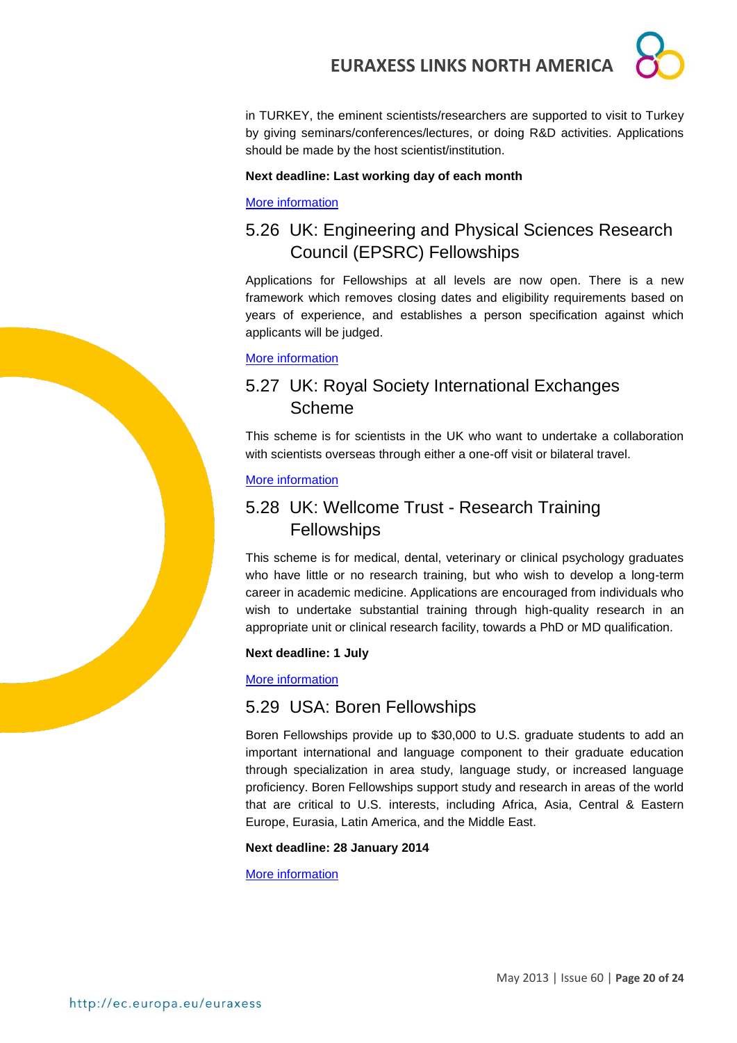in TURKEY, the eminent scientists/researchers are supported to visit to Turkey by giving seminars/conferences/lectures, or doing R&D activities. Applications should be made by the host scientist/institution.

**Next deadline: Last working day of each month**

More information

## 5.26 UK: Engineering and Physical Sciences Research Council (EPSRC) Fellowships

Applications for Fellowships at all levels are now open. There is a new framework which removes closing dates and eligibility requirements based on years of experience, and establishes a person specification against which applicants will be judged.

More information

## 5.27 UK: Royal Society International Exchanges Scheme

This scheme is for scientists in the UK who want to undertake a collaboration with scientists overseas through either a one-off visit or bilateral travel.

More information

## 5.28 UK: Wellcome Trust - Research Training Fellowships

This scheme is for medical, dental, veterinary or clinical psychology graduates who have little or no research training, but who wish to develop a long-term career in academic medicine. Applications are encouraged from individuals who wish to undertake substantial training through high-quality research in an appropriate unit or clinical research facility, towards a PhD or MD qualification.

**Next deadline: 1 July**

More information

## 5.29 USA: Boren Fellowships

Boren Fellowships provide up to $30,000 to U.S. graduate students to add an important international and language component to their graduate education through specialization in area study, language study, or increased language proficiency. Boren Fellowships support study and research in areas of the world that are critical to U.S. interests, including Africa, Asia, Central & Eastern Europe, Eurasia, Latin America, and the Middle East.

**Next deadline: 28 January 2014**

More information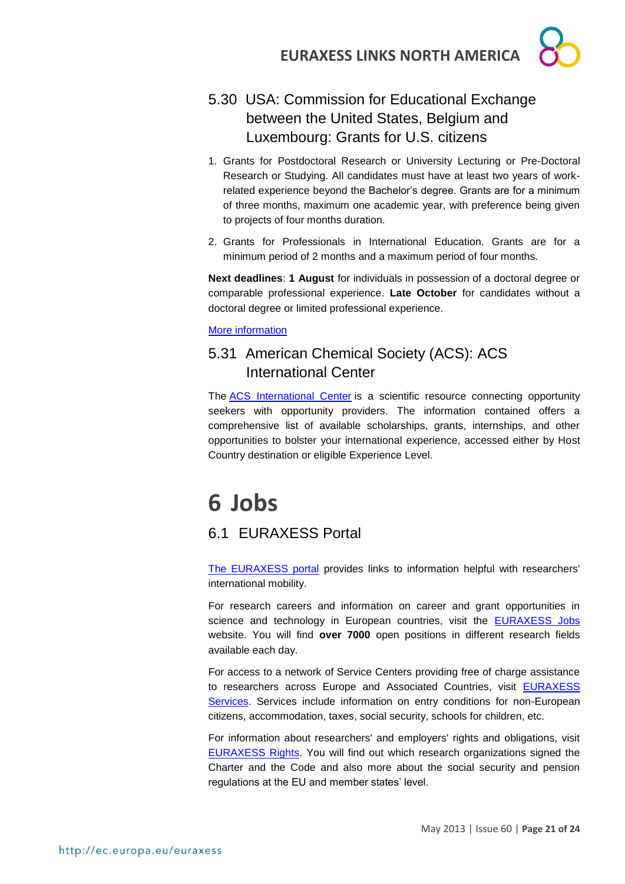### 5.30 USA: Commission for Educational Exchange between the United States, Belgium and Luxembourg: Grants for U.S. citizens

1. Grants for Postdoctoral Research or University Lecturing or Pre-Doctoral Research or Studying. All candidates must have at least two years of work-related experience beyond the Bachelor's degree. Grants are for a minimum of three months, maximum one academic year, with preference being given to projects of four months duration.
2. Grants for Professionals in International Education. Grants are for a minimum period of 2 months and a maximum period of four months.

**Next deadlines**: **1 August** for individuals in possession of a doctoral degree or comparable professional experience. **Late October** for candidates without a doctoral degree or limited professional experience.

More information

### 5.31 American Chemical Society (ACS): ACS International Center

The ACS International Center is a scientific resource connecting opportunity seekers with opportunity providers. The information contained offers a comprehensive list of available scholarships, grants, internships, and other opportunities to bolster your international experience, accessed either by Host Country destination or eligible Experience Level.

# 6 Jobs

## 6.1 EURAXESS Portal

The EURAXESS portal provides links to information helpful with researchers' international mobility.

For research careers and information on career and grant opportunities in science and technology in European countries, visit the EURAXESS Jobs website. You will find **over 7000** open positions in different research fields available each day.

For access to a network of Service Centers providing free of charge assistance to researchers across Europe and Associated Countries, visit EURAXESS Services. Services include information on entry conditions for non-European citizens, accommodation, taxes, social security, schools for children, etc.

For information about researchers' and employers' rights and obligations, visit EURAXESS Rights. You will find out which research organizations signed the Charter and the Code and also more about the social security and pension regulations at the EU and member states' level.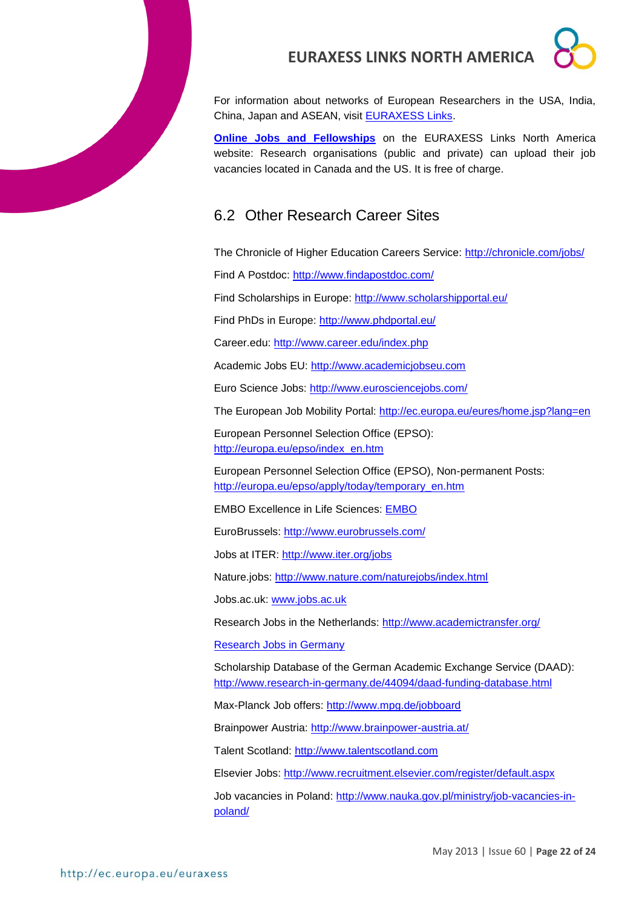For information about networks of European Researchers in the USA, India, China, Japan and ASEAN, visit EURAXESS Links.

**Online Jobs and Fellowships** on the EURAXESS Links North America website: Research organisations (public and private) can upload their job vacancies located in Canada and the US. It is free of charge.

## 6.2 Other Research Career Sites

The Chronicle of Higher Education Careers Service: http://chronicle.com/jobs/

Find A Postdoc: http://www.findapostdoc.com/

Find Scholarships in Europe: http://www.scholarshipportal.eu/

Find PhDs in Europe: http://www.phdportal.eu/

Career.edu: http://www.career.edu/index.php

Academic Jobs EU: http://www.academicjobseu.com

Euro Science Jobs: http://www.eurosciencejobs.com/

The European Job Mobility Portal: http://ec.europa.eu/eures/home.jsp?lang=en

European Personnel Selection Office (EPSO): http://europa.eu/epso/index_en.htm

European Personnel Selection Office (EPSO), Non-permanent Posts: http://europa.eu/epso/apply/today/temporary_en.htm

EMBO Excellence in Life Sciences: EMBO

EuroBrussels: http://www.eurobrussels.com/

Jobs at ITER: http://www.iter.org/jobs

Nature.jobs: http://www.nature.com/naturejobs/index.html

Jobs.ac.uk: www.jobs.ac.uk

Research Jobs in the Netherlands: http://www.academictransfer.org/

Research Jobs in Germany

Scholarship Database of the German Academic Exchange Service (DAAD): http://www.research-in-germany.de/44094/daad-funding-database.html

Max-Planck Job offers: http://www.mpg.de/jobboard

Brainpower Austria: http://www.brainpower-austria.at/

Talent Scotland: http://www.talentscotland.com

Elsevier Jobs: http://www.recruitment.elsevier.com/register/default.aspx

Job vacancies in Poland: http://www.nauka.gov.pl/ministry/job-vacancies-in-poland/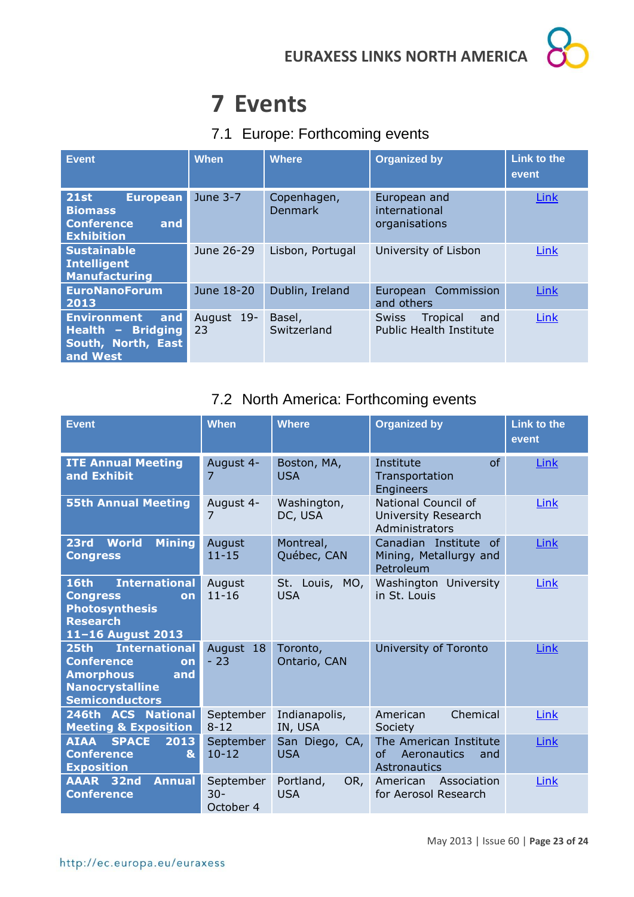# 7 Events

## 7.1 Europe: Forthcoming events

| Event | When | Where | Organized by | Link to the event |
|---|---|---|---|---|
| **21st European Biomass Conference and Exhibition** | June 3-7 | Copenhagen, Denmark | European and international organisations | Link |
| **Sustainable Intelligent Manufacturing** | June 26-29 | Lisbon, Portugal | University of Lisbon | Link |
| **EuroNanoForum 2013** | June 18-20 | Dublin, Ireland | European Commission and others | Link |
| **Environment and Health – Bridging South, North, East and West** | August 19-23 | Basel, Switzerland | Swiss Tropical and Public Health Institute | Link |

## 7.2 North America: Forthcoming events

| Event | When | Where | Organized by | Link to the event |
|---|---|---|---|---|
| **ITE Annual Meeting and Exhibit** | August 4-7 | Boston, MA, USA | Institute of Transportation Engineers | Link |
| **55th Annual Meeting** | August 4-7 | Washington, DC, USA | National Council of University Research Administrators | Link |
| **23rd World Mining Congress** | August 11-15 | Montreal, Québec, CAN | Canadian Institute of Mining, Metallurgy and Petroleum | Link |
| **16th International Congress on Photosynthesis Research 11–16 August 2013** | August 11-16 | St. Louis, MO, USA | Washington University in St. Louis | Link |
| **25th International Conference on Amorphous and Nanocrystalline Semiconductors** | August 18 - 23 | Toronto, Ontario, CAN | University of Toronto | Link |
| **246th ACS National Meeting & Exposition** | September 8-12 | Indianapolis, IN, USA | American Chemical Society | Link |
| **AIAA SPACE 2013 Conference & Exposition** | September 10-12 | San Diego, CA, USA | The American Institute of Aeronautics and Astronautics | Link |
| **AAAR 32nd Annual Conference** | September 30-October 4 | Portland, OR, USA | American Association for Aerosol Research | Link |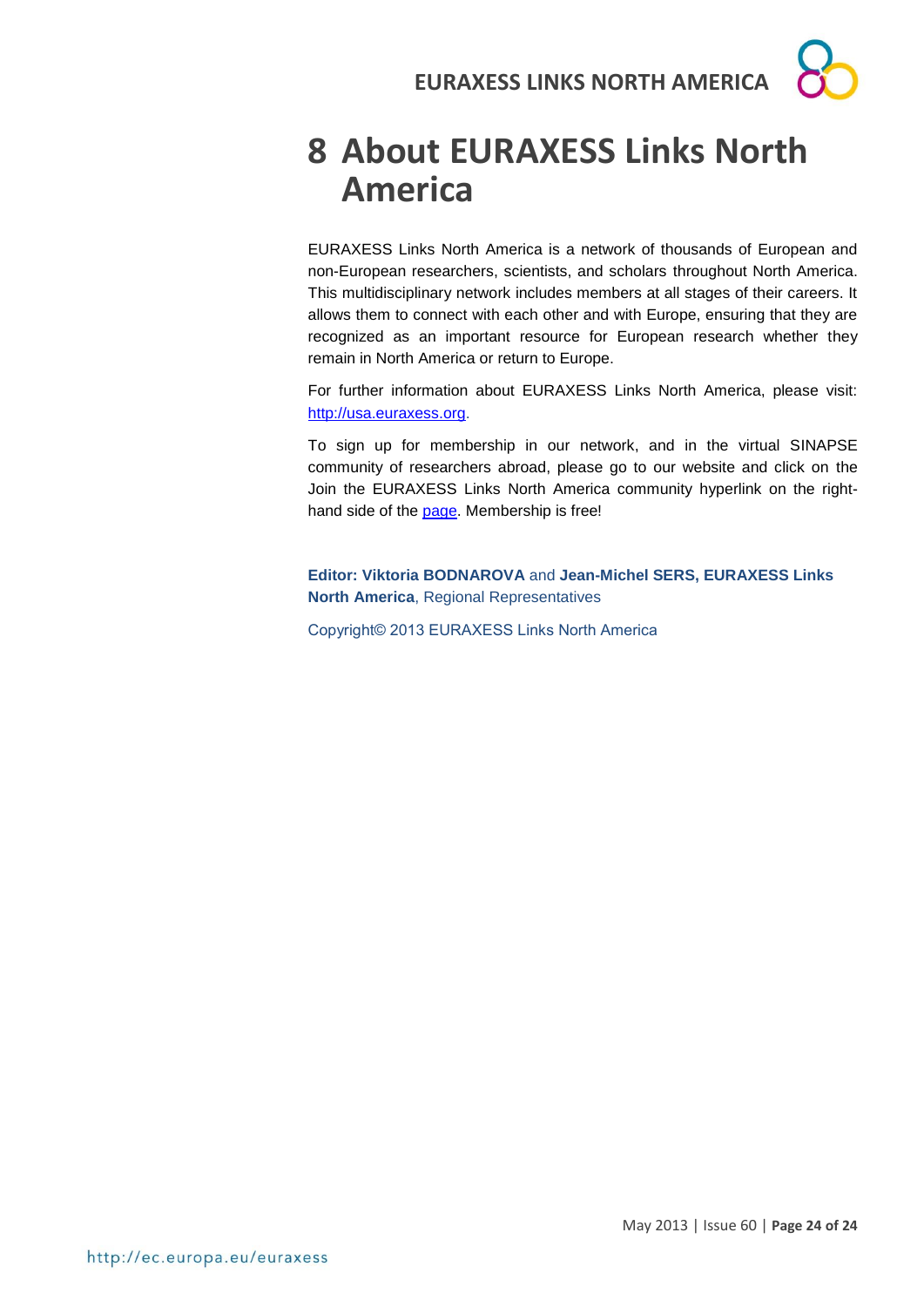# 8 About EURAXESS Links North America

EURAXESS Links North America is a network of thousands of European and non-European researchers, scientists, and scholars throughout North America. This multidisciplinary network includes members at all stages of their careers. It allows them to connect with each other and with Europe, ensuring that they are recognized as an important resource for European research whether they remain in North America or return to Europe.

For further information about EURAXESS Links North America, please visit: http://usa.euraxess.org.

To sign up for membership in our network, and in the virtual SINAPSE community of researchers abroad, please go to our website and click on the Join the EURAXESS Links North America community hyperlink on the right-hand side of the page. Membership is free!

**Editor: Viktoria BODNAROVA** and **Jean-Michel SERS, EURAXESS Links North America**, Regional Representatives

Copyright© 2013 EURAXESS Links North America